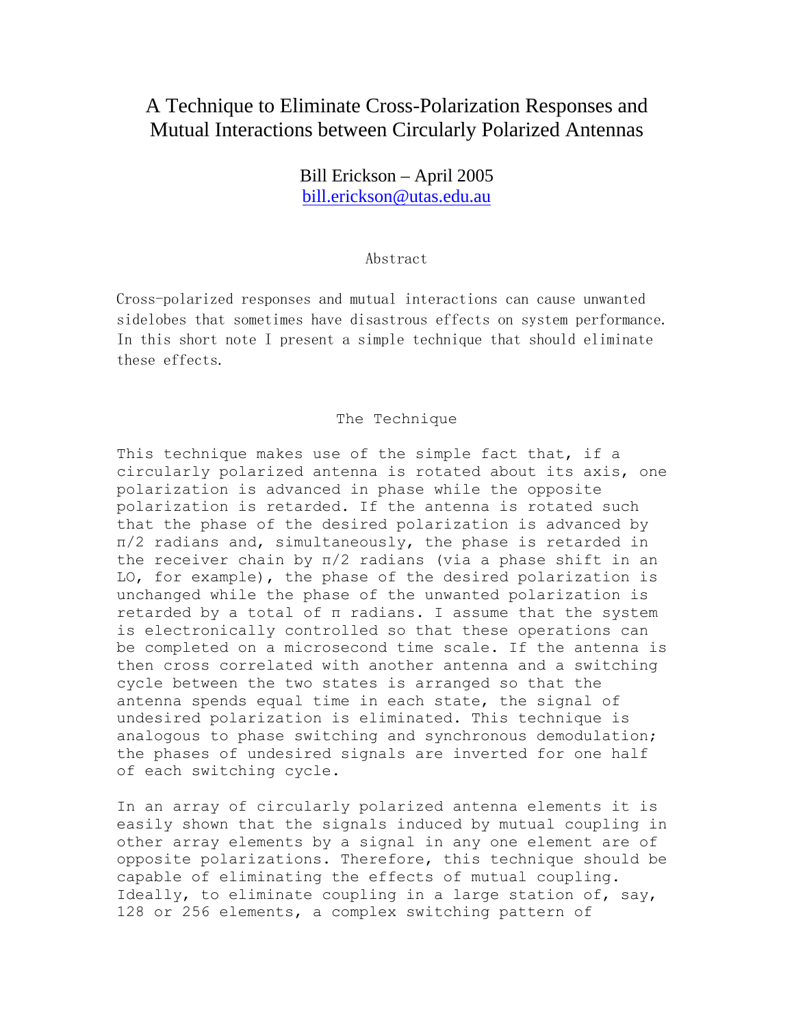# A Technique to Eliminate Cross-Polarization Responses and Mutual Interactions between Circularly Polarized Antennas

Bill Erickson – April 2005
bill.erickson@utas.edu.au

## Abstract

Cross-polarized responses and mutual interactions can cause unwanted sidelobes that sometimes have disastrous effects on system performance. In this short note I present a simple technique that should eliminate these effects.

## The Technique

This technique makes use of the simple fact that, if a circularly polarized antenna is rotated about its axis, one polarization is advanced in phase while the opposite polarization is retarded. If the antenna is rotated such that the phase of the desired polarization is advanced by $\pi/2$ radians and, simultaneously, the phase is retarded in the receiver chain by $\pi/2$ radians (via a phase shift in an LO, for example), the phase of the desired polarization is unchanged while the phase of the unwanted polarization is retarded by a total of $\pi$ radians. I assume that the system is electronically controlled so that these operations can be completed on a microsecond time scale. If the antenna is then cross correlated with another antenna and a switching cycle between the two states is arranged so that the antenna spends equal time in each state, the signal of undesired polarization is eliminated. This technique is analogous to phase switching and synchronous demodulation; the phases of undesired signals are inverted for one half of each switching cycle.

In an array of circularly polarized antenna elements it is easily shown that the signals induced by mutual coupling in other array elements by a signal in any one element are of opposite polarizations. Therefore, this technique should be capable of eliminating the effects of mutual coupling. Ideally, to eliminate coupling in a large station of, say, 128 or 256 elements, a complex switching pattern of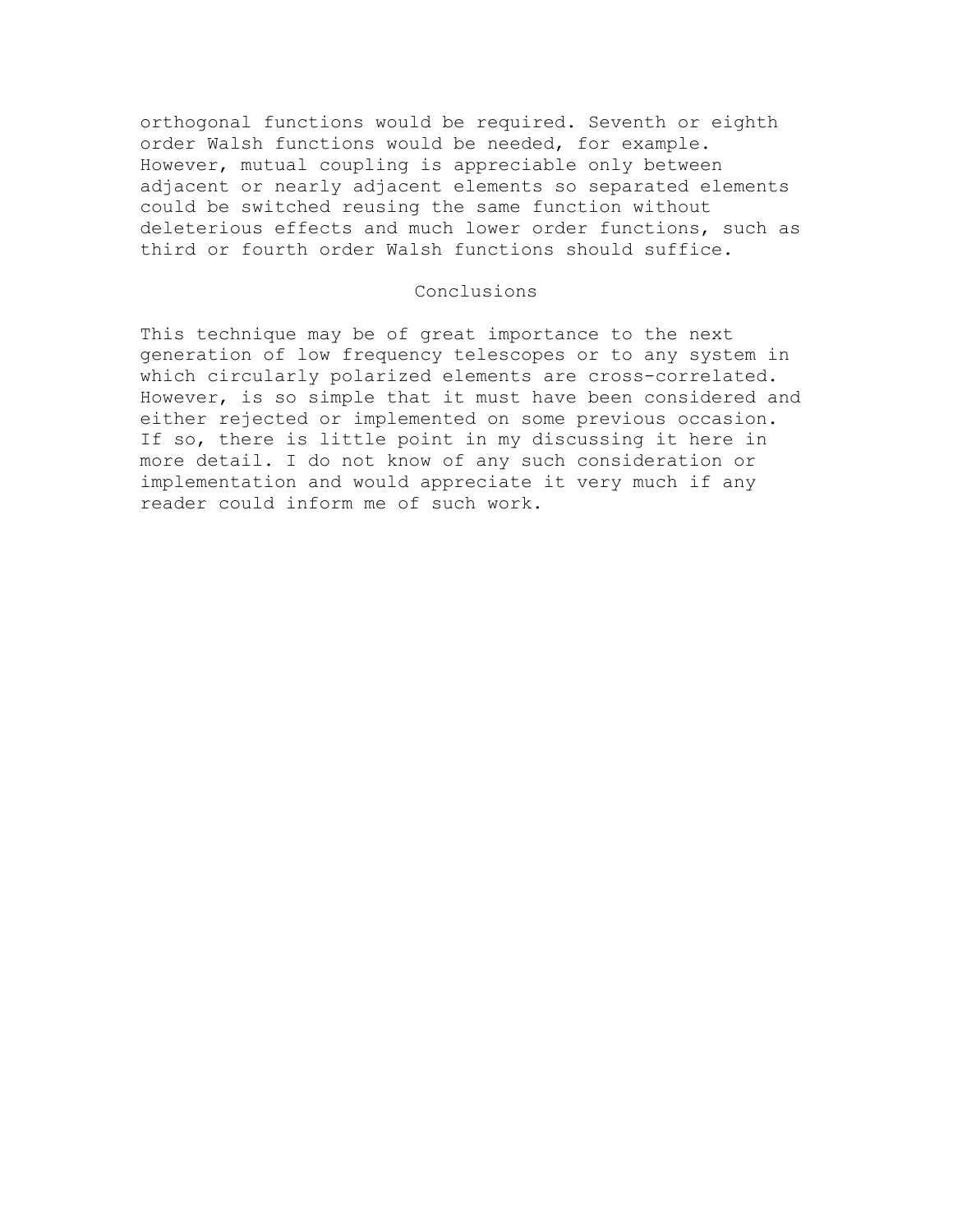orthogonal functions would be required. Seventh or eighth order Walsh functions would be needed, for example. However, mutual coupling is appreciable only between adjacent or nearly adjacent elements so separated elements could be switched reusing the same function without deleterious effects and much lower order functions, such as third or fourth order Walsh functions should suffice.

## Conclusions

This technique may be of great importance to the next generation of low frequency telescopes or to any system in which circularly polarized elements are cross-correlated. However, is so simple that it must have been considered and either rejected or implemented on some previous occasion. If so, there is little point in my discussing it here in more detail. I do not know of any such consideration or implementation and would appreciate it very much if any reader could inform me of such work.